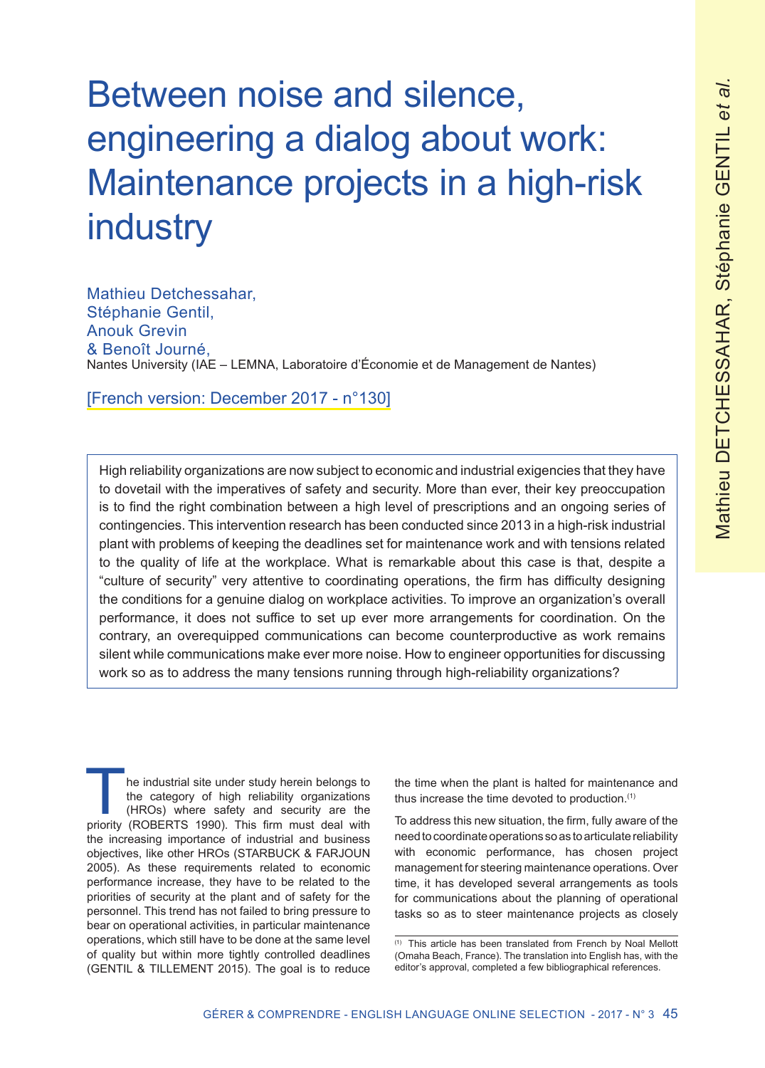# Between noise and silence, engineering a dialog about work: Maintenance projects in a high-risk industry

Mathieu Detchessahar,
Stéphanie Gentil,
Anouk Grevin
& Benoît Journé,
Nantes University (IAE – LEMNA, Laboratoire d'Économie et de Management de Nantes)

[French version: December 2017 - n°130]

> High reliability organizations are now subject to economic and industrial exigencies that they have to dovetail with the imperatives of safety and security. More than ever, their key preoccupation is to find the right combination between a high level of prescriptions and an ongoing series of contingencies. This intervention research has been conducted since 2013 in a high-risk industrial plant with problems of keeping the deadlines set for maintenance work and with tensions related to the quality of life at the workplace. What is remarkable about this case is that, despite a "culture of security" very attentive to coordinating operations, the firm has difficulty designing the conditions for a genuine dialog on workplace activities. To improve an organization's overall performance, it does not suffice to set up ever more arrangements for coordination. On the contrary, an overequipped communications can become counterproductive as work remains silent while communications make ever more noise. How to engineer opportunities for discussing work so as to address the many tensions running through high-reliability organizations?

The industrial site under study herein belongs to the category of high reliability organizations (HROs) where safety and security are the priority (ROBERTS 1990). This firm must deal with the increasing importance of industrial and business objectives, like other HROs (STARBUCK & FARJOUN 2005). As these requirements related to economic performance increase, they have to be related to the priorities of security at the plant and of safety for the personnel. This trend has not failed to bring pressure to bear on operational activities, in particular maintenance operations, which still have to be done at the same level of quality but within more tightly controlled deadlines (GENTIL & TILLEMENT 2015). The goal is to reduce the time when the plant is halted for maintenance and thus increase the time devoted to production.[1]

To address this new situation, the firm, fully aware of the need to coordinate operations so as to articulate reliability with economic performance, has chosen project management for steering maintenance operations. Over time, it has developed several arrangements as tools for communications about the planning of operational tasks so as to steer maintenance projects as closely

[1] This article has been translated from French by Noal Mellott (Omaha Beach, France). The translation into English has, with the editor's approval, completed a few bibliographical references.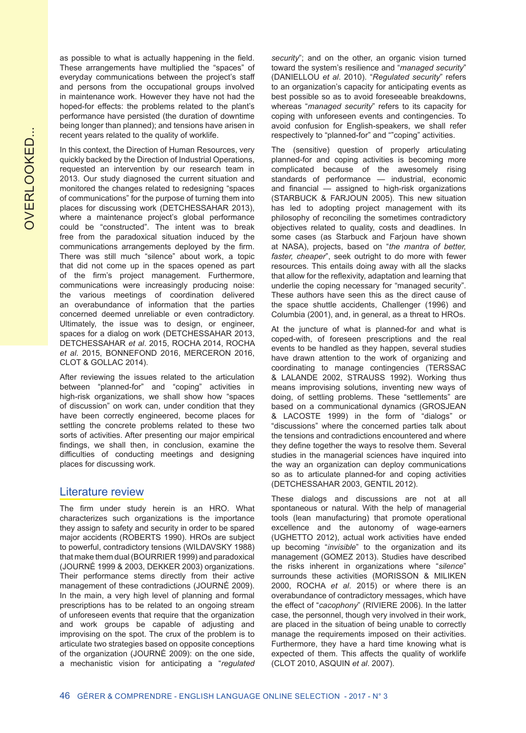as possible to what is actually happening in the field. These arrangements have multiplied the "spaces" of everyday communications between the project's staff and persons from the occupational groups involved in maintenance work. However they have not had the hoped-for effects: the problems related to the plant's performance have persisted (the duration of downtime being longer than planned); and tensions have arisen in recent years related to the quality of worklife.

In this context, the Direction of Human Resources, very quickly backed by the Direction of Industrial Operations, requested an intervention by our research team in 2013. Our study diagnosed the current situation and monitored the changes related to redesigning "spaces of communications" for the purpose of turning them into places for discussing work (DETCHESSAHAR 2013), where a maintenance project's global performance could be "constructed". The intent was to break free from the paradoxical situation induced by the communications arrangements deployed by the firm. There was still much "silence" about work, a topic that did not come up in the spaces opened as part of the firm's project management. Furthermore, communications were increasingly producing noise: the various meetings of coordination delivered an overabundance of information that the parties concerned deemed unreliable or even contradictory. Ultimately, the issue was to design, or engineer, spaces for a dialog on work (DETCHESSAHAR 2013, DETCHESSAHAR *et al*. 2015, ROCHA 2014, ROCHA *et al*. 2015, BONNEFOND 2016, MERCERON 2016, CLOT & GOLLAC 2014).

After reviewing the issues related to the articulation between "planned-for" and "coping" activities in high-risk organizations, we shall show how "spaces of discussion" on work can, under condition that they have been correctly engineered, become places for settling the concrete problems related to these two sorts of activities. After presenting our major empirical findings, we shall then, in conclusion, examine the difficulties of conducting meetings and designing places for discussing work.

## Literature review

The firm under study herein is an HRO. What characterizes such organizations is the importance they assign to safety and security in order to be spared major accidents (ROBERTS 1990). HROs are subject to powerful, contradictory tensions (WILDAVSKY 1988) that make them dual (BOURRIER 1999) and paradoxical (JOURNÉ 1999 & 2003, DEKKER 2003) organizations. Their performance stems directly from their active management of these contradictions (JOURNÉ 2009). In the main, a very high level of planning and formal prescriptions has to be related to an ongoing stream of unforeseen events that require that the organization and work groups be capable of adjusting and improvising on the spot. The crux of the problem is to articulate two strategies based on opposite conceptions of the organization (JOURNÉ 2009): on the one side, a mechanistic vision for anticipating a "*regulated security*"; and on the other, an organic vision turned toward the system's resilience and "*managed security*" (DANIELLOU *et al*. 2010). "*Regulated security*" refers to an organization's capacity for anticipating events as best possible so as to avoid foreseeable breakdowns, whereas "*managed security*" refers to its capacity for coping with unforeseen events and contingencies. To avoid confusion for English-speakers, we shall refer respectively to "planned-for" and ""coping" activities.

The (sensitive) question of properly articulating planned-for and coping activities is becoming more complicated because of the awesomely rising standards of performance — industrial, economic and financial — assigned to high-risk organizations (STARBUCK & FARJOUN 2005). This new situation has led to adopting project management with its philosophy of reconciling the sometimes contradictory objectives related to quality, costs and deadlines. In some cases (as Starbuck and Farjoun have shown at NASA), projects, based on "*the mantra of better, faster, cheaper*", seek outright to do more with fewer resources. This entails doing away with all the slacks that allow for the reflexivity, adaptation and learning that underlie the coping necessary for "managed security". These authors have seen this as the direct cause of the space shuttle accidents, Challenger (1996) and Columbia (2001), and, in general, as a threat to HROs.

At the juncture of what is planned-for and what is coped-with, of foreseen prescriptions and the real events to be handled as they happen, several studies have drawn attention to the work of organizing and coordinating to manage contingencies (TERSSAC & LALANDE 2002, STRAUSS 1992). Working thus means improvising solutions, inventing new ways of doing, of settling problems. These "settlements" are based on a communicational dynamics (GROSJEAN & LACOSTE 1999) in the form of "dialogs" or "discussions" where the concerned parties talk about the tensions and contradictions encountered and where they define together the ways to resolve them. Several studies in the managerial sciences have inquired into the way an organization can deploy communications so as to articulate planned-for and coping activities (DETCHESSAHAR 2003, GENTIL 2012).

These dialogs and discussions are not at all spontaneous or natural. With the help of managerial tools (lean manufacturing) that promote operational excellence and the autonomy of wage-earners (UGHETTO 2012), actual work activities have ended up becoming "*invisible*" to the organization and its management (GOMEZ 2013). Studies have described the risks inherent in organizations where "*silence*" surrounds these activities (MORISSON & MILIKEN 2000, ROCHA *et al*. 2015) or where there is an overabundance of contradictory messages, which have the effect of "*cacophony*" (RIVIERE 2006). In the latter case, the personnel, though very involved in their work, are placed in the situation of being unable to correctly manage the requirements imposed on their activities. Furthermore, they have a hard time knowing what is expected of them. This affects the quality of worklife (CLOT 2010, ASQUIN *et al*. 2007).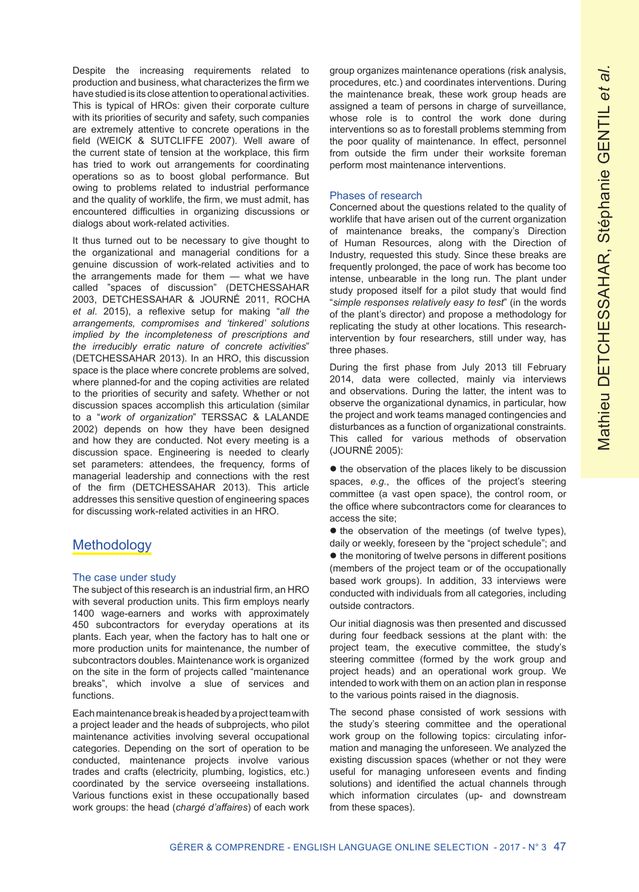Despite the increasing requirements related to production and business, what characterizes the firm we have studied is its close attention to operational activities. This is typical of HROs: given their corporate culture with its priorities of security and safety, such companies are extremely attentive to concrete operations in the field (WEICK & SUTCLIFFE 2007). Well aware of the current state of tension at the workplace, this firm has tried to work out arrangements for coordinating operations so as to boost global performance. But owing to problems related to industrial performance and the quality of worklife, the firm, we must admit, has encountered difficulties in organizing discussions or dialogs about work-related activities.

It thus turned out to be necessary to give thought to the organizational and managerial conditions for a genuine discussion of work-related activities and to the arrangements made for them — what we have called "spaces of discussion" (DETCHESSAHAR 2003, DETCHESSAHAR & JOURNÉ 2011, ROCHA *et al.* 2015), a reflexive setup for making "*all the arrangements, compromises and 'tinkered' solutions implied by the incompleteness of prescriptions and the irreducibly erratic nature of concrete activities*" (DETCHESSAHAR 2013). In an HRO, this discussion space is the place where concrete problems are solved, where planned-for and the coping activities are related to the priorities of security and safety. Whether or not discussion spaces accomplish this articulation (similar to a "*work of organization*" TERSSAC & LALANDE 2002) depends on how they have been designed and how they are conducted. Not every meeting is a discussion space. Engineering is needed to clearly set parameters: attendees, the frequency, forms of managerial leadership and connections with the rest of the firm (DETCHESSAHAR 2013). This article addresses this sensitive question of engineering spaces for discussing work-related activities in an HRO.

## Methodology

### The case under study

The subject of this research is an industrial firm, an HRO with several production units. This firm employs nearly 1400 wage-earners and works with approximately 450 subcontractors for everyday operations at its plants. Each year, when the factory has to halt one or more production units for maintenance, the number of subcontractors doubles. Maintenance work is organized on the site in the form of projects called "maintenance breaks", which involve a slue of services and functions.

Each maintenance break is headed by a project team with a project leader and the heads of subprojects, who pilot maintenance activities involving several occupational categories. Depending on the sort of operation to be conducted, maintenance projects involve various trades and crafts (electricity, plumbing, logistics, etc.) coordinated by the service overseeing installations. Various functions exist in these occupationally based work groups: the head (*chargé d'affaires*) of each work group organizes maintenance operations (risk analysis, procedures, etc.) and coordinates interventions. During the maintenance break, these work group heads are assigned a team of persons in charge of surveillance, whose role is to control the work done during interventions so as to forestall problems stemming from the poor quality of maintenance. In effect, personnel from outside the firm under their worksite foreman perform most maintenance interventions.

### Phases of research

Concerned about the questions related to the quality of worklife that have arisen out of the current organization of maintenance breaks, the company's Direction of Human Resources, along with the Direction of Industry, requested this study. Since these breaks are frequently prolonged, the pace of work has become too intense, unbearable in the long run. The plant under study proposed itself for a pilot study that would find "*simple responses relatively easy to test*" (in the words of the plant's director) and propose a methodology for replicating the study at other locations. This research-intervention by four researchers, still under way, has three phases.

During the first phase from July 2013 till February 2014, data were collected, mainly via interviews and observations. During the latter, the intent was to observe the organizational dynamics, in particular, how the project and work teams managed contingencies and disturbances as a function of organizational constraints. This called for various methods of observation (JOURNÉ 2005):

- the observation of the places likely to be discussion spaces, *e.g.*, the offices of the project's steering committee (a vast open space), the control room, or the office where subcontractors come for clearances to access the site;
- the observation of the meetings (of twelve types), daily or weekly, foreseen by the "project schedule"; and
- the monitoring of twelve persons in different positions (members of the project team or of the occupationally based work groups). In addition, 33 interviews were conducted with individuals from all categories, including outside contractors.

Our initial diagnosis was then presented and discussed during four feedback sessions at the plant with: the project team, the executive committee, the study's steering committee (formed by the work group and project heads) and an operational work group. We intended to work with them on an action plan in response to the various points raised in the diagnosis.

The second phase consisted of work sessions with the study's steering committee and the operational work group on the following topics: circulating information and managing the unforeseen. We analyzed the existing discussion spaces (whether or not they were useful for managing unforeseen events and finding solutions) and identified the actual channels through which information circulates (up- and downstream from these spaces).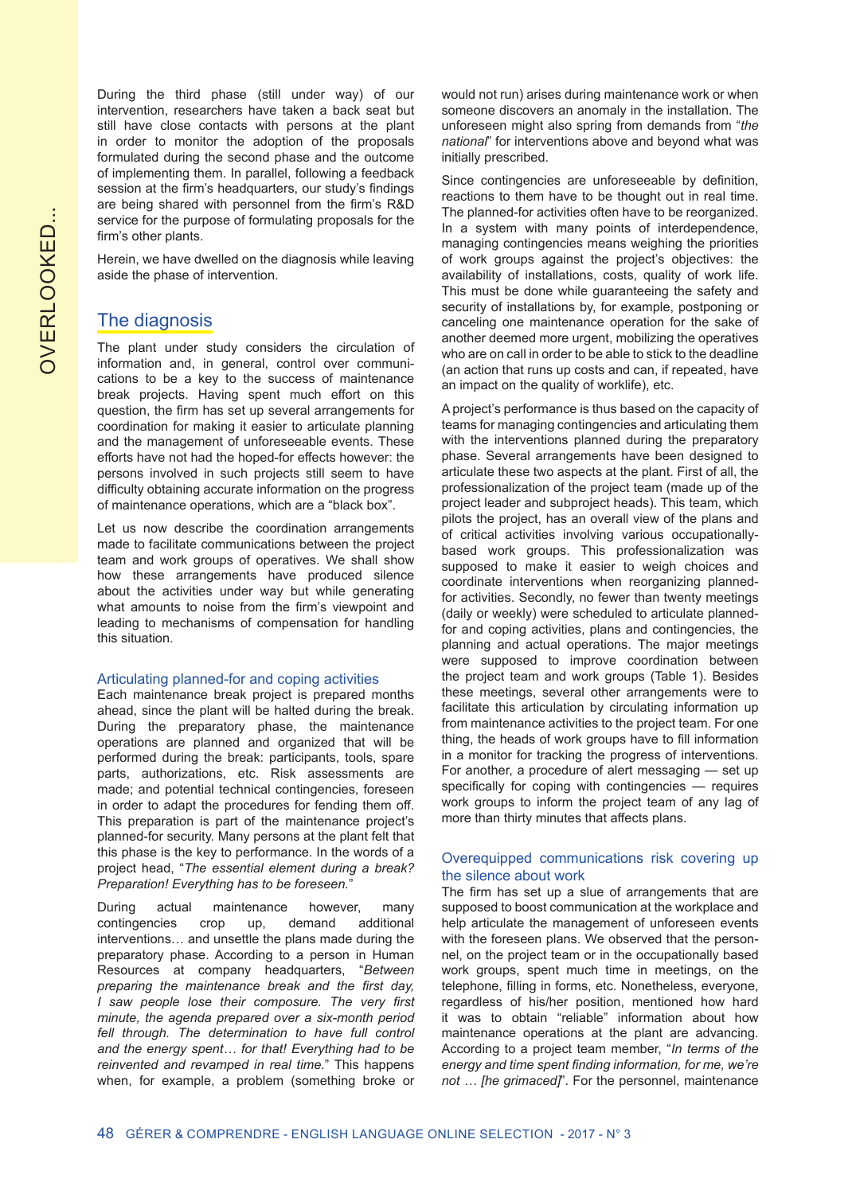During the third phase (still under way) of our intervention, researchers have taken a back seat but still have close contacts with persons at the plant in order to monitor the adoption of the proposals formulated during the second phase and the outcome of implementing them. In parallel, following a feedback session at the firm's headquarters, our study's findings are being shared with personnel from the firm's R&D service for the purpose of formulating proposals for the firm's other plants.

Herein, we have dwelled on the diagnosis while leaving aside the phase of intervention.

## The diagnosis

The plant under study considers the circulation of information and, in general, control over communications to be a key to the success of maintenance break projects. Having spent much effort on this question, the firm has set up several arrangements for coordination for making it easier to articulate planning and the management of unforeseeable events. These efforts have not had the hoped-for effects however: the persons involved in such projects still seem to have difficulty obtaining accurate information on the progress of maintenance operations, which are a "black box".

Let us now describe the coordination arrangements made to facilitate communications between the project team and work groups of operatives. We shall show how these arrangements have produced silence about the activities under way but while generating what amounts to noise from the firm's viewpoint and leading to mechanisms of compensation for handling this situation.

### Articulating planned-for and coping activities

Each maintenance break project is prepared months ahead, since the plant will be halted during the break. During the preparatory phase, the maintenance operations are planned and organized that will be performed during the break: participants, tools, spare parts, authorizations, etc. Risk assessments are made; and potential technical contingencies, foreseen in order to adapt the procedures for fending them off. This preparation is part of the maintenance project's planned-for security. Many persons at the plant felt that this phase is the key to performance. In the words of a project head, "*The essential element during a break? Preparation! Everything has to be foreseen.*"

During actual maintenance however, many contingencies crop up, demand additional interventions… and unsettle the plans made during the preparatory phase. According to a person in Human Resources at company headquarters, "*Between preparing the maintenance break and the first day, I saw people lose their composure. The very first minute, the agenda prepared over a six-month period fell through. The determination to have full control and the energy spent… for that! Everything had to be reinvented and revamped in real time.*" This happens when, for example, a problem (something broke or would not run) arises during maintenance work or when someone discovers an anomaly in the installation. The unforeseen might also spring from demands from "*the national*" for interventions above and beyond what was initially prescribed.

Since contingencies are unforeseeable by definition, reactions to them have to be thought out in real time. The planned-for activities often have to be reorganized. In a system with many points of interdependence, managing contingencies means weighing the priorities of work groups against the project's objectives: the availability of installations, costs, quality of work life. This must be done while guaranteeing the safety and security of installations by, for example, postponing or canceling one maintenance operation for the sake of another deemed more urgent, mobilizing the operatives who are on call in order to be able to stick to the deadline (an action that runs up costs and can, if repeated, have an impact on the quality of worklife), etc.

A project's performance is thus based on the capacity of teams for managing contingencies and articulating them with the interventions planned during the preparatory phase. Several arrangements have been designed to articulate these two aspects at the plant. First of all, the professionalization of the project team (made up of the project leader and subproject heads). This team, which pilots the project, has an overall view of the plans and of critical activities involving various occupationally-based work groups. This professionalization was supposed to make it easier to weigh choices and coordinate interventions when reorganizing planned-for activities. Secondly, no fewer than twenty meetings (daily or weekly) were scheduled to articulate planned-for and coping activities, plans and contingencies, the planning and actual operations. The major meetings were supposed to improve coordination between the project team and work groups (Table 1). Besides these meetings, several other arrangements were to facilitate this articulation by circulating information up from maintenance activities to the project team. For one thing, the heads of work groups have to fill information in a monitor for tracking the progress of interventions. For another, a procedure of alert messaging — set up specifically for coping with contingencies — requires work groups to inform the project team of any lag of more than thirty minutes that affects plans.

### Overequipped communications risk covering up the silence about work

The firm has set up a slue of arrangements that are supposed to boost communication at the workplace and help articulate the management of unforeseen events with the foreseen plans. We observed that the personnel, on the project team or in the occupationally based work groups, spent much time in meetings, on the telephone, filling in forms, etc. Nonetheless, everyone, regardless of his/her position, mentioned how hard it was to obtain "reliable" information about how maintenance operations at the plant are advancing. According to a project team member, "*In terms of the energy and time spent finding information, for me, we're not … [he grimaced]*". For the personnel, maintenance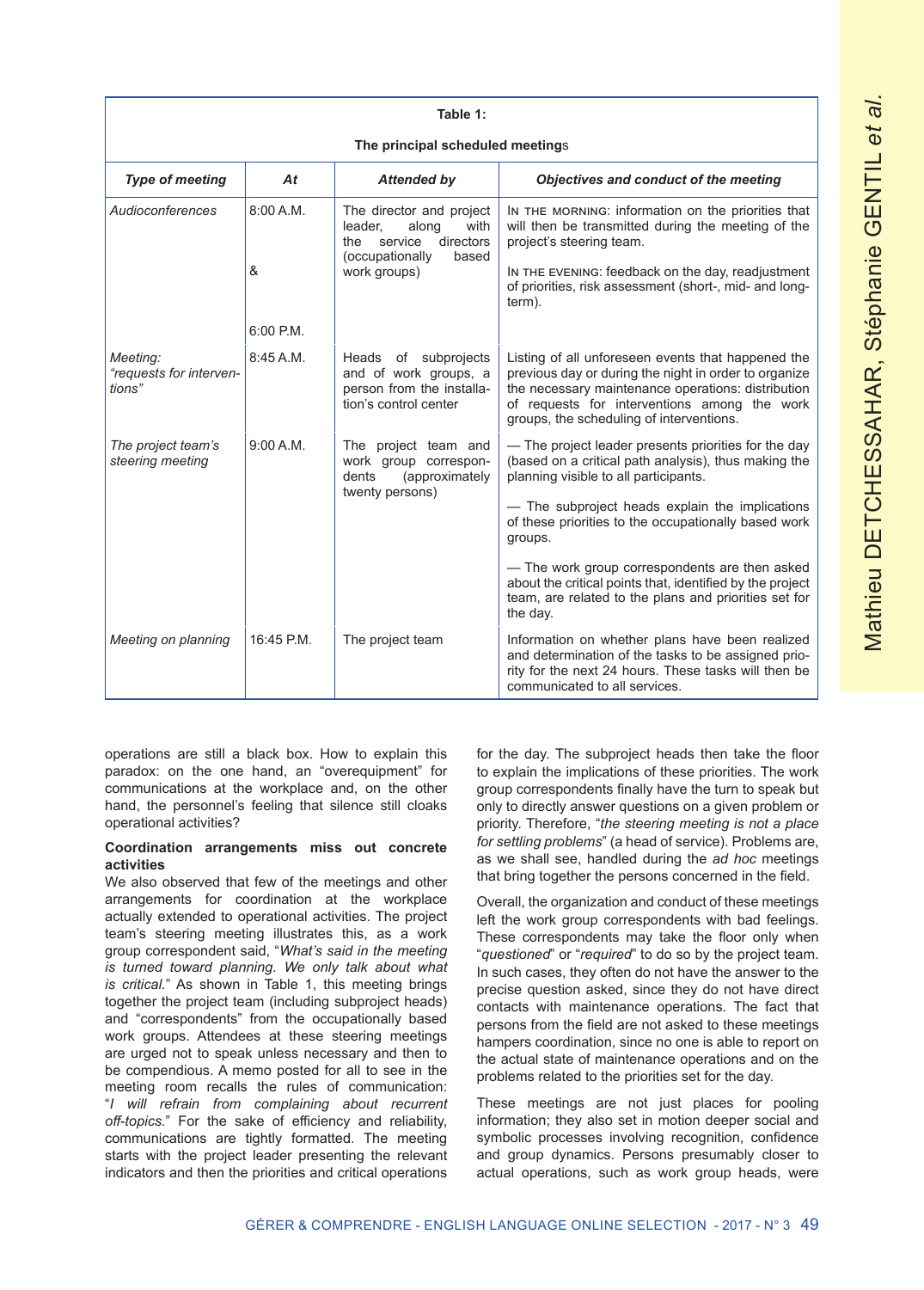**Table 1:**

**The principal scheduled meetings**

| *Type of meeting* | *At* | *Attended by* | *Objectives and conduct of the meeting* |
|---|---|---|---|
| *Audioconferences* | 8:00 A.M. & 6:00 P.M. | The director and project leader, along with the service directors (occupationally based work groups) | In the morning: information on the priorities that will then be transmitted during the meeting of the project's steering team. In the evening: feedback on the day, readjustment of priorities, risk assessment (short-, mid- and long-term). |
| *Meeting: "requests for interventions"* | 8:45 A.M. | Heads of subprojects and of work groups, a person from the installation's control center | Listing of all unforeseen events that happened the previous day or during the night in order to organize the necessary maintenance operations: distribution of requests for interventions among the work groups, the scheduling of interventions. |
| *The project team's steering meeting* | 9:00 A.M. | The project team and work group correspondents (approximately twenty persons) | — The project leader presents priorities for the day (based on a critical path analysis), thus making the planning visible to all participants. — The subproject heads explain the implications of these priorities to the occupationally based work groups. — The work group correspondents are then asked about the critical points that, identified by the project team, are related to the plans and priorities set for the day. |
| *Meeting on planning* | 16:45 P.M. | The project team | Information on whether plans have been realized and determination of the tasks to be assigned priority for the next 24 hours. These tasks will then be communicated to all services. |

operations are still a black box. How to explain this paradox: on the one hand, an "overequipment" for communications at the workplace and, on the other hand, the personnel's feeling that silence still cloaks operational activities?

### Coordination arrangements miss out concrete activities

We also observed that few of the meetings and other arrangements for coordination at the workplace actually extended to operational activities. The project team's steering meeting illustrates this, as a work group correspondent said, "*What's said in the meeting is turned toward planning. We only talk about what is critical.*" As shown in Table 1, this meeting brings together the project team (including subproject heads) and "correspondents" from the occupationally based work groups. Attendees at these steering meetings are urged not to speak unless necessary and then to be compendious. A memo posted for all to see in the meeting room recalls the rules of communication: "*I will refrain from complaining about recurrent off-topics.*" For the sake of efficiency and reliability, communications are tightly formatted. The meeting starts with the project leader presenting the relevant indicators and then the priorities and critical operations for the day. The subproject heads then take the floor to explain the implications of these priorities. The work group correspondents finally have the turn to speak but only to directly answer questions on a given problem or priority. Therefore, "*the steering meeting is not a place for settling problems*" (a head of service). Problems are, as we shall see, handled during the *ad hoc* meetings that bring together the persons concerned in the field.

Overall, the organization and conduct of these meetings left the work group correspondents with bad feelings. These correspondents may take the floor only when "*questioned*" or "*required*" to do so by the project team. In such cases, they often do not have the answer to the precise question asked, since they do not have direct contacts with maintenance operations. The fact that persons from the field are not asked to these meetings hampers coordination, since no one is able to report on the actual state of maintenance operations and on the problems related to the priorities set for the day.

These meetings are not just places for pooling information; they also set in motion deeper social and symbolic processes involving recognition, confidence and group dynamics. Persons presumably closer to actual operations, such as work group heads, were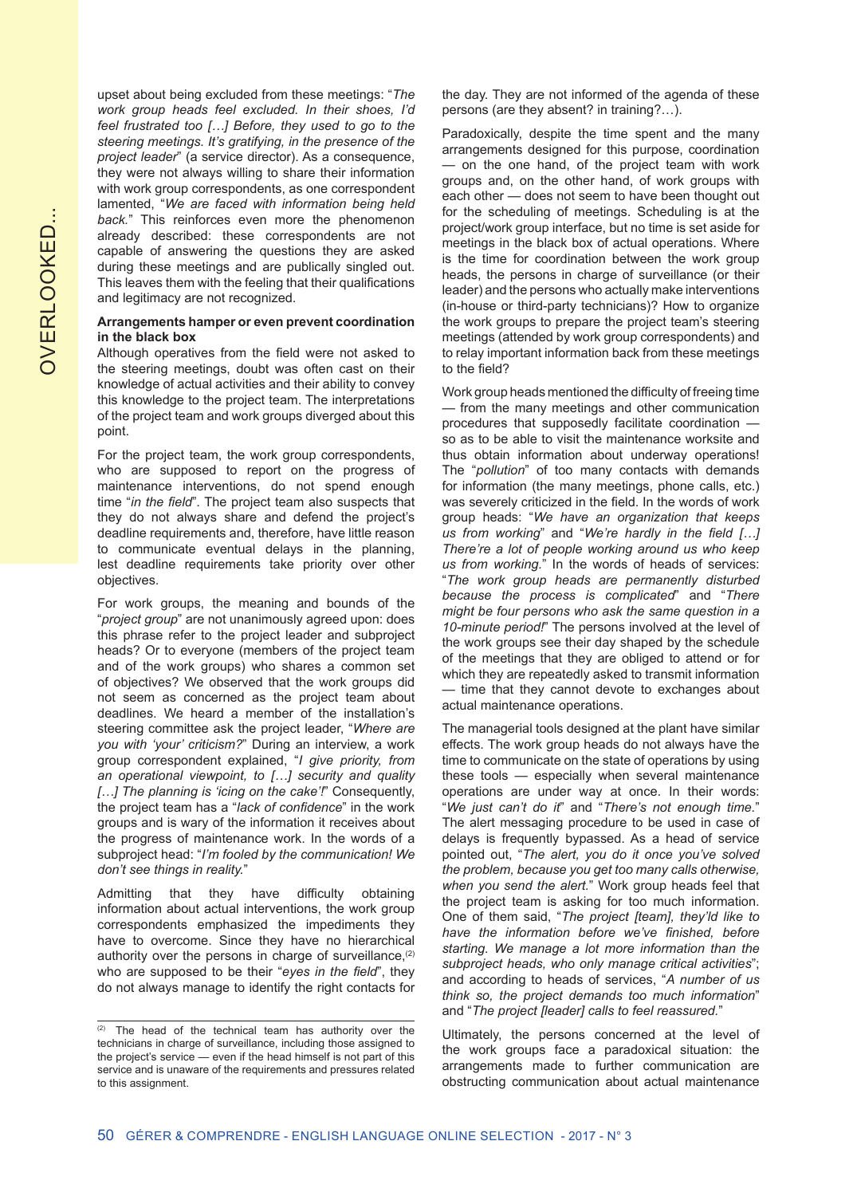upset about being excluded from these meetings: "*The work group heads feel excluded. In their shoes, I'd feel frustrated too […] Before, they used to go to the steering meetings. It's gratifying, in the presence of the project leader*" (a service director). As a consequence, they were not always willing to share their information with work group correspondents, as one correspondent lamented, "*We are faced with information being held back.*" This reinforces even more the phenomenon already described: these correspondents are not capable of answering the questions they are asked during these meetings and are publically singled out. This leaves them with the feeling that their qualifications and legitimacy are not recognized.

**Arrangements hamper or even prevent coordination in the black box**

Although operatives from the field were not asked to the steering meetings, doubt was often cast on their knowledge of actual activities and their ability to convey this knowledge to the project team. The interpretations of the project team and work groups diverged about this point.

For the project team, the work group correspondents, who are supposed to report on the progress of maintenance interventions, do not spend enough time "*in the field*". The project team also suspects that they do not always share and defend the project's deadline requirements and, therefore, have little reason to communicate eventual delays in the planning, lest deadline requirements take priority over other objectives.

For work groups, the meaning and bounds of the "*project group*" are not unanimously agreed upon: does this phrase refer to the project leader and subproject heads? Or to everyone (members of the project team and of the work groups) who shares a common set of objectives? We observed that the work groups did not seem as concerned as the project team about deadlines. We heard a member of the installation's steering committee ask the project leader, "*Where are you with 'your' criticism?*" During an interview, a work group correspondent explained, "*I give priority, from an operational viewpoint, to […] security and quality […] The planning is 'icing on the cake'!*" Consequently, the project team has a "*lack of confidence*" in the work groups and is wary of the information it receives about the progress of maintenance work. In the words of a subproject head: "*I'm fooled by the communication! We don't see things in reality.*"

Admitting that they have difficulty obtaining information about actual interventions, the work group correspondents emphasized the impediments they have to overcome. Since they have no hierarchical authority over the persons in charge of surveillance,[2] who are supposed to be their "*eyes in the field*", they do not always manage to identify the right contacts for the day. They are not informed of the agenda of these persons (are they absent? in training?…).

Paradoxically, despite the time spent and the many arrangements designed for this purpose, coordination — on the one hand, of the project team with work groups and, on the other hand, of work groups with each other — does not seem to have been thought out for the scheduling of meetings. Scheduling is at the project/work group interface, but no time is set aside for meetings in the black box of actual operations. Where is the time for coordination between the work group heads, the persons in charge of surveillance (or their leader) and the persons who actually make interventions (in-house or third-party technicians)? How to organize the work groups to prepare the project team's steering meetings (attended by work group correspondents) and to relay important information back from these meetings to the field?

Work group heads mentioned the difficulty of freeing time — from the many meetings and other communication procedures that supposedly facilitate coordination — so as to be able to visit the maintenance worksite and thus obtain information about underway operations! The "*pollution*" of too many contacts with demands for information (the many meetings, phone calls, etc.) was severely criticized in the field. In the words of work group heads: "*We have an organization that keeps us from working*" and "*We're hardly in the field […] There're a lot of people working around us who keep us from working.*" In the words of heads of services: "*The work group heads are permanently disturbed because the process is complicated*" and "*There might be four persons who ask the same question in a 10-minute period!*" The persons involved at the level of the work groups see their day shaped by the schedule of the meetings that they are obliged to attend or for which they are repeatedly asked to transmit information — time that they cannot devote to exchanges about actual maintenance operations.

The managerial tools designed at the plant have similar effects. The work group heads do not always have the time to communicate on the state of operations by using these tools — especially when several maintenance operations are under way at once. In their words: "*We just can't do it*" and "*There's not enough time.*" The alert messaging procedure to be used in case of delays is frequently bypassed. As a head of service pointed out, "*The alert, you do it once you've solved the problem, because you get too many calls otherwise, when you send the alert.*" Work group heads feel that the project team is asking for too much information. One of them said, "*The project [team], they'ld like to have the information before we've finished, before starting. We manage a lot more information than the subproject heads, who only manage critical activities*"; and according to heads of services, "*A number of us think so, the project demands too much information*" and "*The project [leader] calls to feel reassured.*"

Ultimately, the persons concerned at the level of the work groups face a paradoxical situation: the arrangements made to further communication are obstructing communication about actual maintenance

[2] The head of the technical team has authority over the technicians in charge of surveillance, including those assigned to the project's service — even if the head himself is not part of this service and is unaware of the requirements and pressures related to this assignment.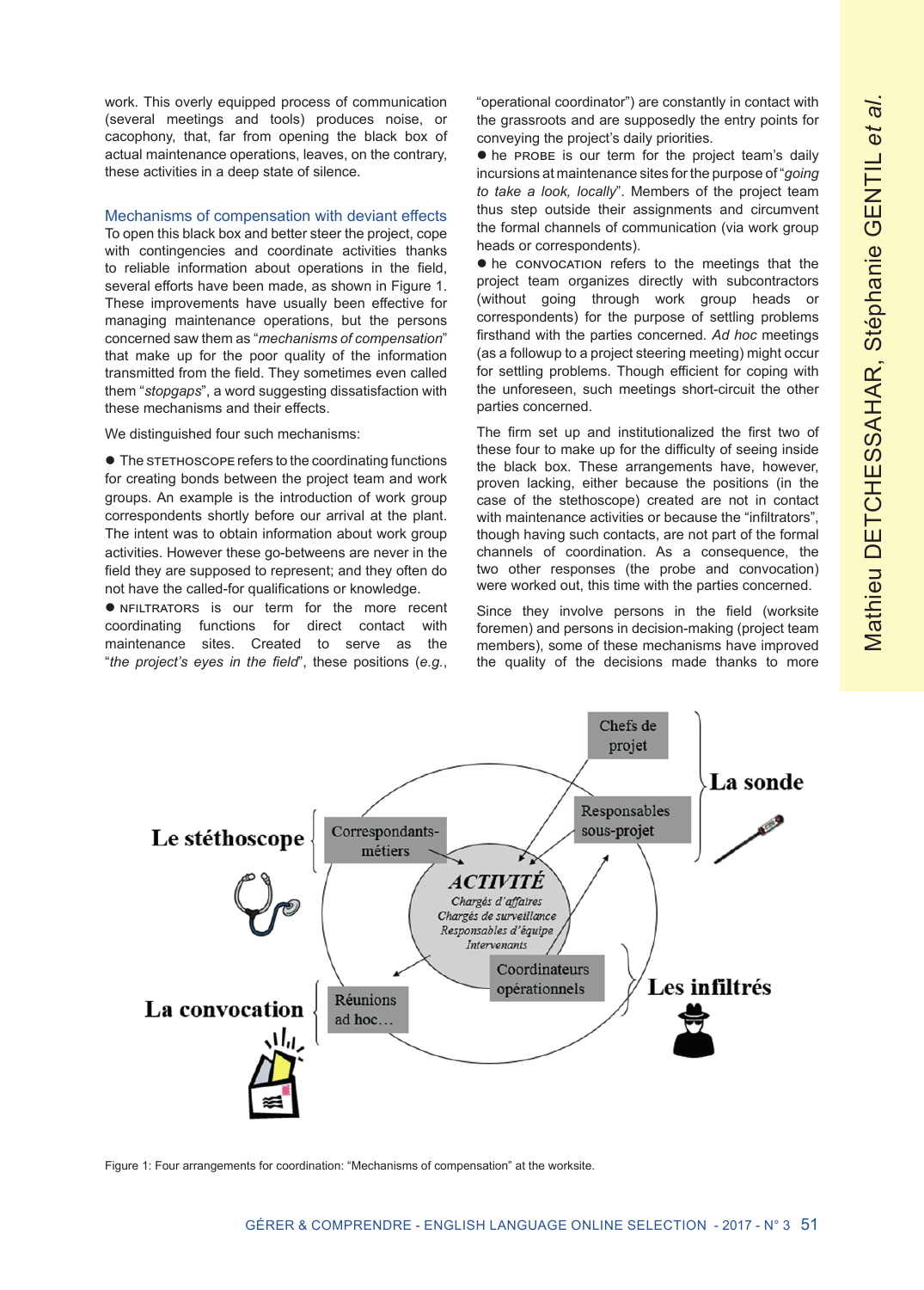work. This overly equipped process of communication (several meetings and tools) produces noise, or cacophony, that, far from opening the black box of actual maintenance operations, leaves, on the contrary, these activities in a deep state of silence.

### Mechanisms of compensation with deviant effects

To open this black box and better steer the project, cope with contingencies and coordinate activities thanks to reliable information about operations in the field, several efforts have been made, as shown in Figure 1. These improvements have usually been effective for managing maintenance operations, but the persons concerned saw them as "*mechanisms of compensation*" that make up for the poor quality of the information transmitted from the field. They sometimes even called them "*stopgaps*", a word suggesting dissatisfaction with these mechanisms and their effects.

We distinguished four such mechanisms:

- The STETHOSCOPE refers to the coordinating functions for creating bonds between the project team and work groups. An example is the introduction of work group correspondents shortly before our arrival at the plant. The intent was to obtain information about work group activities. However these go-betweens are never in the field they are supposed to represent; and they often do not have the called-for qualifications or knowledge.
- NFILTRATORS is our term for the more recent coordinating functions for direct contact with maintenance sites. Created to serve as the "*the project's eyes in the field*", these positions (*e.g.*, "operational coordinator") are constantly in contact with the grassroots and are supposedly the entry points for conveying the project's daily priorities.
- he PROBE is our term for the project team's daily incursions at maintenance sites for the purpose of "*going to take a look, locally*". Members of the project team thus step outside their assignments and circumvent the formal channels of communication (via work group heads or correspondents).
- he CONVOCATION refers to the meetings that the project team organizes directly with subcontractors (without going through work group heads or correspondents) for the purpose of settling problems firsthand with the parties concerned. *Ad hoc* meetings (as a followup to a project steering meeting) might occur for settling problems. Though efficient for coping with the unforeseen, such meetings short-circuit the other parties concerned.

The firm set up and institutionalized the first two of these four to make up for the difficulty of seeing inside the black box. These arrangements have, however, proven lacking, either because the positions (in the case of the stethoscope) created are not in contact with maintenance activities or because the "infiltrators", though having such contacts, are not part of the formal channels of coordination. As a consequence, the two other responses (the probe and convocation) were worked out, this time with the parties concerned.

Since they involve persons in the field (worksite foremen) and persons in decision-making (project team members), some of these mechanisms have improved the quality of the decisions made thanks to more

Figure 1: Four arrangements for coordination: "Mechanisms of compensation" at the worksite.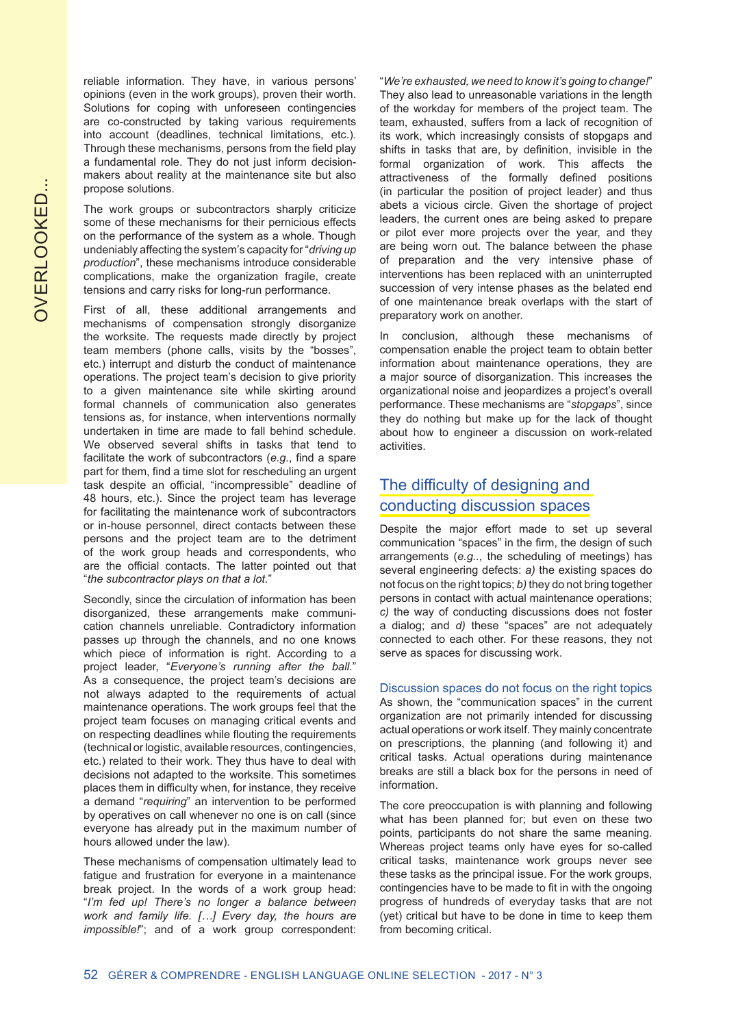reliable information. They have, in various persons' opinions (even in the work groups), proven their worth. Solutions for coping with unforeseen contingencies are co-constructed by taking various requirements into account (deadlines, technical limitations, etc.). Through these mechanisms, persons from the field play a fundamental role. They do not just inform decision-makers about reality at the maintenance site but also propose solutions.

The work groups or subcontractors sharply criticize some of these mechanisms for their pernicious effects on the performance of the system as a whole. Though undeniably affecting the system's capacity for "*driving up production*", these mechanisms introduce considerable complications, make the organization fragile, create tensions and carry risks for long-run performance.

First of all, these additional arrangements and mechanisms of compensation strongly disorganize the worksite. The requests made directly by project team members (phone calls, visits by the "bosses", etc.) interrupt and disturb the conduct of maintenance operations. The project team's decision to give priority to a given maintenance site while skirting around formal channels of communication also generates tensions as, for instance, when interventions normally undertaken in time are made to fall behind schedule. We observed several shifts in tasks that tend to facilitate the work of subcontractors (*e.g.*, find a spare part for them, find a time slot for rescheduling an urgent task despite an official, "incompressible" deadline of 48 hours, etc.). Since the project team has leverage for facilitating the maintenance work of subcontractors or in-house personnel, direct contacts between these persons and the project team are to the detriment of the work group heads and correspondents, who are the official contacts. The latter pointed out that "*the subcontractor plays on that a lot.*"

Secondly, since the circulation of information has been disorganized, these arrangements make communication channels unreliable. Contradictory information passes up through the channels, and no one knows which piece of information is right. According to a project leader, "*Everyone's running after the ball.*" As a consequence, the project team's decisions are not always adapted to the requirements of actual maintenance operations. The work groups feel that the project team focuses on managing critical events and on respecting deadlines while flouting the requirements (technical or logistic, available resources, contingencies, etc.) related to their work. They thus have to deal with decisions not adapted to the worksite. This sometimes places them in difficulty when, for instance, they receive a demand "*requiring*" an intervention to be performed by operatives on call whenever no one is on call (since everyone has already put in the maximum number of hours allowed under the law).

These mechanisms of compensation ultimately lead to fatigue and frustration for everyone in a maintenance break project. In the words of a work group head: "*I'm fed up! There's no longer a balance between work and family life. […] Every day, the hours are impossible!*"; and of a work group correspondent: "*We're exhausted, we need to know it's going to change!*" They also lead to unreasonable variations in the length of the workday for members of the project team. The team, exhausted, suffers from a lack of recognition of its work, which increasingly consists of stopgaps and shifts in tasks that are, by definition, invisible in the formal organization of work. This affects the attractiveness of the formally defined positions (in particular the position of project leader) and thus abets a vicious circle. Given the shortage of project leaders, the current ones are being asked to prepare or pilot ever more projects over the year, and they are being worn out. The balance between the phase of preparation and the very intensive phase of interventions has been replaced with an uninterrupted succession of very intense phases as the belated end of one maintenance break overlaps with the start of preparatory work on another.

In conclusion, although these mechanisms of compensation enable the project team to obtain better information about maintenance operations, they are a major source of disorganization. This increases the organizational noise and jeopardizes a project's overall performance. These mechanisms are "*stopgaps*", since they do nothing but make up for the lack of thought about how to engineer a discussion on work-related activities.

## The difficulty of designing and conducting discussion spaces

Despite the major effort made to set up several communication "spaces" in the firm, the design of such arrangements (*e.g.*., the scheduling of meetings) has several engineering defects: *a)* the existing spaces do not focus on the right topics; *b)* they do not bring together persons in contact with actual maintenance operations; *c)* the way of conducting discussions does not foster a dialog; and *d)* these "spaces" are not adequately connected to each other. For these reasons, they not serve as spaces for discussing work.

### Discussion spaces do not focus on the right topics

As shown, the "communication spaces" in the current organization are not primarily intended for discussing actual operations or work itself. They mainly concentrate on prescriptions, the planning (and following it) and critical tasks. Actual operations during maintenance breaks are still a black box for the persons in need of information.

The core preoccupation is with planning and following what has been planned for; but even on these two points, participants do not share the same meaning. Whereas project teams only have eyes for so-called critical tasks, maintenance work groups never see these tasks as the principal issue. For the work groups, contingencies have to be made to fit in with the ongoing progress of hundreds of everyday tasks that are not (yet) critical but have to be done in time to keep them from becoming critical.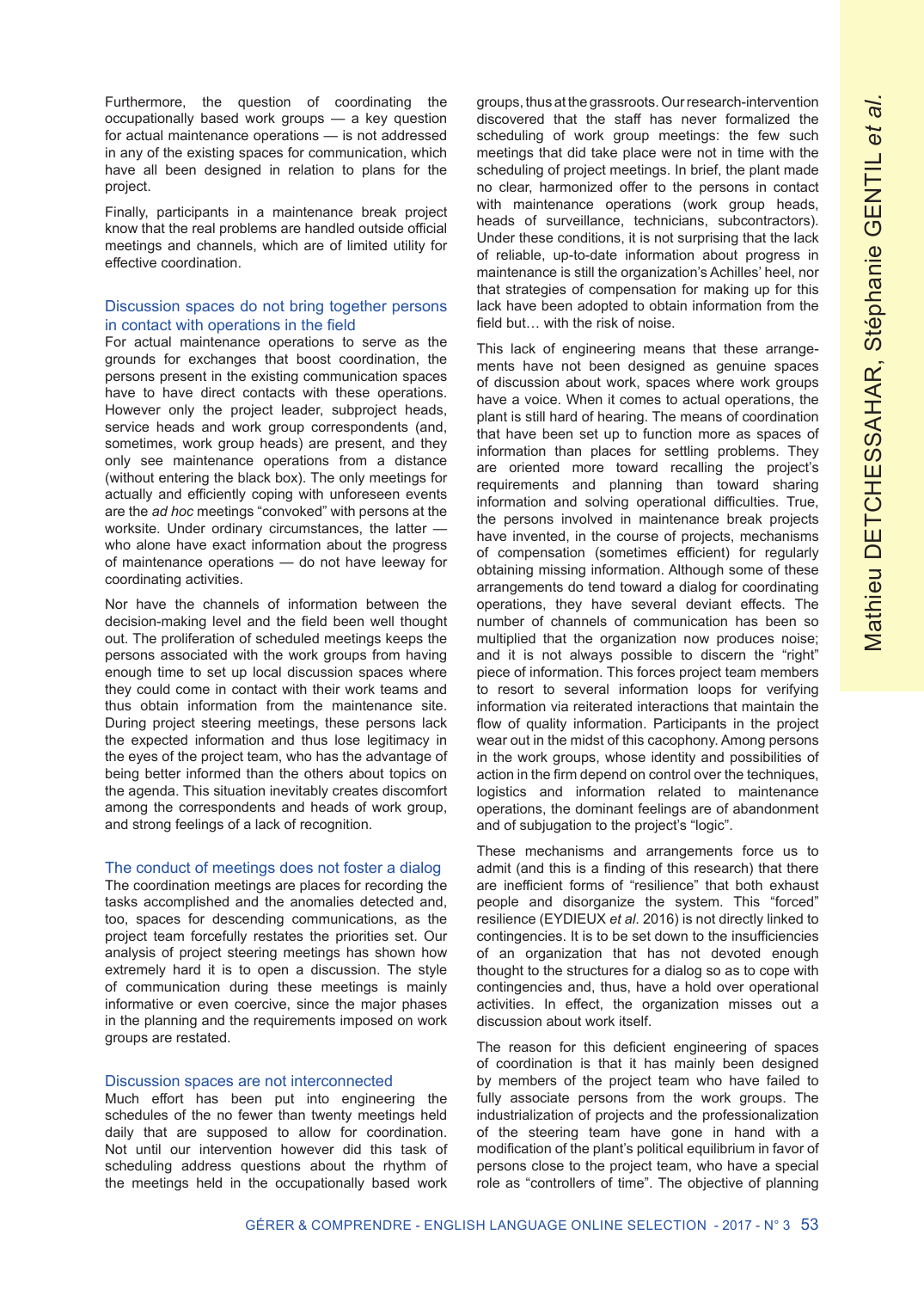Furthermore, the question of coordinating the occupationally based work groups — a key question for actual maintenance operations — is not addressed in any of the existing spaces for communication, which have all been designed in relation to plans for the project.

Finally, participants in a maintenance break project know that the real problems are handled outside official meetings and channels, which are of limited utility for effective coordination.

### Discussion spaces do not bring together persons in contact with operations in the field

For actual maintenance operations to serve as the grounds for exchanges that boost coordination, the persons present in the existing communication spaces have to have direct contacts with these operations. However only the project leader, subproject heads, service heads and work group correspondents (and, sometimes, work group heads) are present, and they only see maintenance operations from a distance (without entering the black box). The only meetings for actually and efficiently coping with unforeseen events are the *ad hoc* meetings "convoked" with persons at the worksite. Under ordinary circumstances, the latter — who alone have exact information about the progress of maintenance operations — do not have leeway for coordinating activities.

Nor have the channels of information between the decision-making level and the field been well thought out. The proliferation of scheduled meetings keeps the persons associated with the work groups from having enough time to set up local discussion spaces where they could come in contact with their work teams and thus obtain information from the maintenance site. During project steering meetings, these persons lack the expected information and thus lose legitimacy in the eyes of the project team, who has the advantage of being better informed than the others about topics on the agenda. This situation inevitably creates discomfort among the correspondents and heads of work group, and strong feelings of a lack of recognition.

### The conduct of meetings does not foster a dialog

The coordination meetings are places for recording the tasks accomplished and the anomalies detected and, too, spaces for descending communications, as the project team forcefully restates the priorities set. Our analysis of project steering meetings has shown how extremely hard it is to open a discussion. The style of communication during these meetings is mainly informative or even coercive, since the major phases in the planning and the requirements imposed on work groups are restated.

### Discussion spaces are not interconnected

Much effort has been put into engineering the schedules of the no fewer than twenty meetings held daily that are supposed to allow for coordination. Not until our intervention however did this task of scheduling address questions about the rhythm of the meetings held in the occupationally based work groups, thus at the grassroots. Our research-intervention discovered that the staff has never formalized the scheduling of work group meetings: the few such meetings that did take place were not in time with the scheduling of project meetings. In brief, the plant made no clear, harmonized offer to the persons in contact with maintenance operations (work group heads, heads of surveillance, technicians, subcontractors). Under these conditions, it is not surprising that the lack of reliable, up-to-date information about progress in maintenance is still the organization's Achilles' heel, nor that strategies of compensation for making up for this lack have been adopted to obtain information from the field but… with the risk of noise.

This lack of engineering means that these arrangements have not been designed as genuine spaces of discussion about work, spaces where work groups have a voice. When it comes to actual operations, the plant is still hard of hearing. The means of coordination that have been set up to function more as spaces of information than places for settling problems. They are oriented more toward recalling the project's requirements and planning than toward sharing information and solving operational difficulties. True, the persons involved in maintenance break projects have invented, in the course of projects, mechanisms of compensation (sometimes efficient) for regularly obtaining missing information. Although some of these arrangements do tend toward a dialog for coordinating operations, they have several deviant effects. The number of channels of communication has been so multiplied that the organization now produces noise; and it is not always possible to discern the "right" piece of information. This forces project team members to resort to several information loops for verifying information via reiterated interactions that maintain the flow of quality information. Participants in the project wear out in the midst of this cacophony. Among persons in the work groups, whose identity and possibilities of action in the firm depend on control over the techniques, logistics and information related to maintenance operations, the dominant feelings are of abandonment and of subjugation to the project's "logic".

These mechanisms and arrangements force us to admit (and this is a finding of this research) that there are inefficient forms of "resilience" that both exhaust people and disorganize the system. This "forced" resilience (EYDIEUX *et al.* 2016) is not directly linked to contingencies. It is to be set down to the insufficiencies of an organization that has not devoted enough thought to the structures for a dialog so as to cope with contingencies and, thus, have a hold over operational activities. In effect, the organization misses out a discussion about work itself.

The reason for this deficient engineering of spaces of coordination is that it has mainly been designed by members of the project team who have failed to fully associate persons from the work groups. The industrialization of projects and the professionalization of the steering team have gone in hand with a modification of the plant's political equilibrium in favor of persons close to the project team, who have a special role as "controllers of time". The objective of planning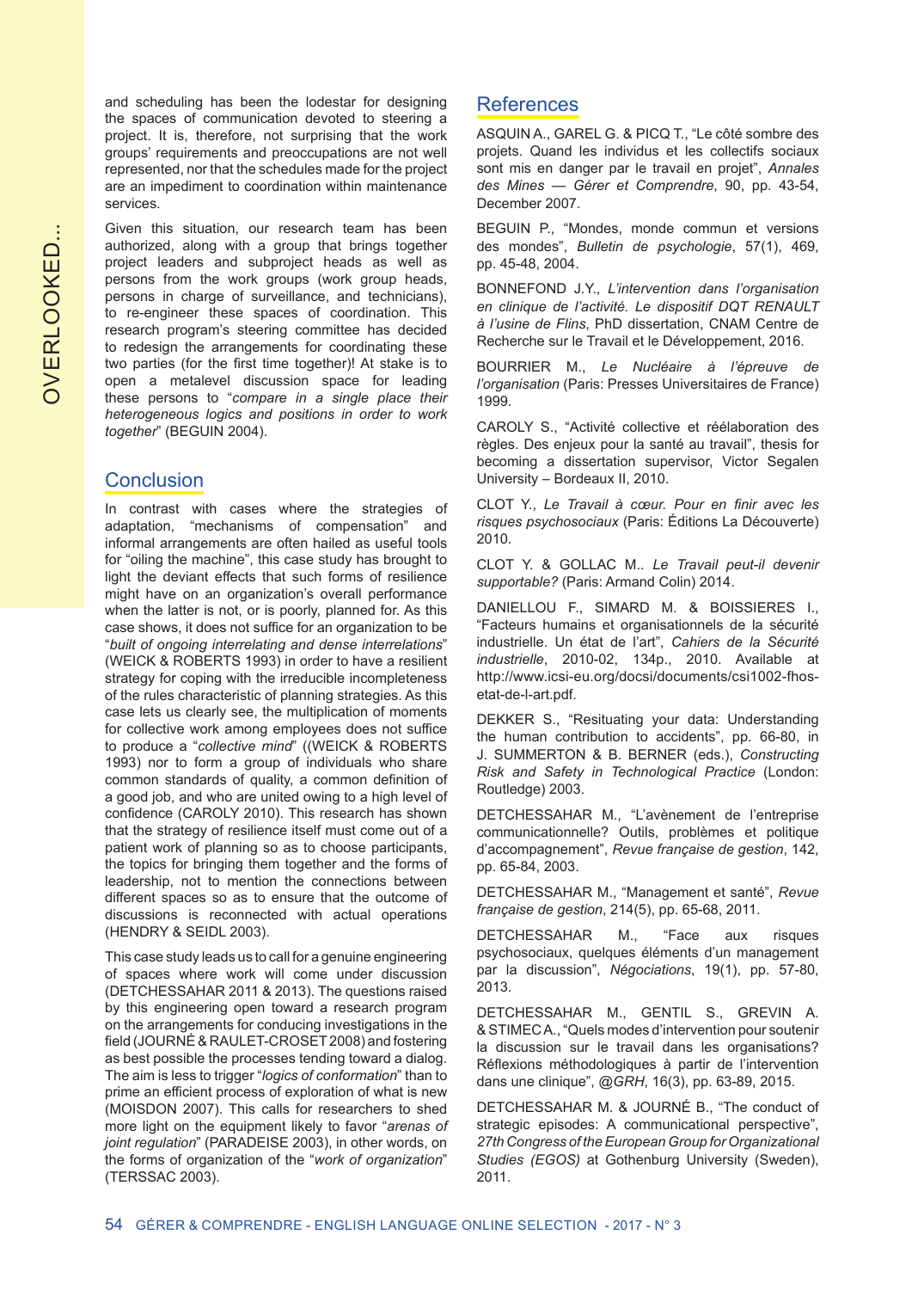and scheduling has been the lodestar for designing the spaces of communication devoted to steering a project. It is, therefore, not surprising that the work groups' requirements and preoccupations are not well represented, nor that the schedules made for the project are an impediment to coordination within maintenance services.

Given this situation, our research team has been authorized, along with a group that brings together project leaders and subproject heads as well as persons from the work groups (work group heads, persons in charge of surveillance, and technicians), to re-engineer these spaces of coordination. This research program's steering committee has decided to redesign the arrangements for coordinating these two parties (for the first time together)! At stake is to open a metalevel discussion space for leading these persons to "*compare in a single place their heterogeneous logics and positions in order to work together*" (BEGUIN 2004).

## Conclusion

In contrast with cases where the strategies of adaptation, "mechanisms of compensation" and informal arrangements are often hailed as useful tools for "oiling the machine", this case study has brought to light the deviant effects that such forms of resilience might have on an organization's overall performance when the latter is not, or is poorly, planned for. As this case shows, it does not suffice for an organization to be "*built of ongoing interrelating and dense interrelations*" (WEICK & ROBERTS 1993) in order to have a resilient strategy for coping with the irreducible incompleteness of the rules characteristic of planning strategies. As this case lets us clearly see, the multiplication of moments for collective work among employees does not suffice to produce a "*collective mind*" ((WEICK & ROBERTS 1993) nor to form a group of individuals who share common standards of quality, a common definition of a good job, and who are united owing to a high level of confidence (CAROLY 2010). This research has shown that the strategy of resilience itself must come out of a patient work of planning so as to choose participants, the topics for bringing them together and the forms of leadership, not to mention the connections between different spaces so as to ensure that the outcome of discussions is reconnected with actual operations (HENDRY & SEIDL 2003).

This case study leads us to call for a genuine engineering of spaces where work will come under discussion (DETCHESSAHAR 2011 & 2013). The questions raised by this engineering open toward a research program on the arrangements for conducing investigations in the field (JOURNÉ & RAULET-CROSET 2008) and fostering as best possible the processes tending toward a dialog. The aim is less to trigger "*logics of conformation*" than to prime an efficient process of exploration of what is new (MOISDON 2007). This calls for researchers to shed more light on the equipment likely to favor "*arenas of joint regulation*" (PARADEISE 2003), in other words, on the forms of organization of the "*work of organization*" (TERSSAC 2003).

## References

ASQUIN A., GAREL G. & PICQ T., "Le côté sombre des projets. Quand les individus et les collectifs sociaux sont mis en danger par le travail en projet", *Annales des Mines — Gérer et Comprendre*, 90, pp. 43-54, December 2007.

BEGUIN P., "Mondes, monde commun et versions des mondes", *Bulletin de psychologie*, 57(1), 469, pp. 45-48, 2004.

BONNEFOND J.Y., *L'intervention dans l'organisation en clinique de l'activité. Le dispositif DQT RENAULT à l'usine de Flins*, PhD dissertation, CNAM Centre de Recherche sur le Travail et le Développement, 2016.

BOURRIER M., *Le Nucléaire à l'épreuve de l'organisation* (Paris: Presses Universitaires de France) 1999.

CAROLY S., "Activité collective et réélaboration des règles. Des enjeux pour la santé au travail", thesis for becoming a dissertation supervisor, Victor Segalen University – Bordeaux II, 2010.

CLOT Y., *Le Travail à cœur. Pour en finir avec les risques psychosociaux* (Paris: Éditions La Découverte) 2010.

CLOT Y. & GOLLAC M.. *Le Travail peut-il devenir supportable?* (Paris: Armand Colin) 2014.

DANIELLOU F., SIMARD M. & BOISSIERES I., "Facteurs humains et organisationnels de la sécurité industrielle. Un état de l'art", *Cahiers de la Sécurité industrielle*, 2010-02, 134p., 2010. Available at http://www.icsi-eu.org/docsi/documents/csi1002-fhos-etat-de-l-art.pdf.

DEKKER S., "Resituating your data: Understanding the human contribution to accidents", pp. 66-80, in J. SUMMERTON & B. BERNER (eds.), *Constructing Risk and Safety in Technological Practice* (London: Routledge) 2003.

DETCHESSAHAR M., "L'avènement de l'entreprise communicationnelle? Outils, problèmes et politique d'accompagnement", *Revue française de gestion*, 142, pp. 65-84, 2003.

DETCHESSAHAR M., "Management et santé", *Revue française de gestion*, 214(5), pp. 65-68, 2011.

DETCHESSAHAR M., "Face aux risques psychosociaux, quelques éléments d'un management par la discussion", *Négociations*, 19(1), pp. 57-80, 2013.

DETCHESSAHAR M., GENTIL S., GREVIN A. & STIMEC A., "Quels modes d'intervention pour soutenir la discussion sur le travail dans les organisations? Réflexions méthodologiques à partir de l'intervention dans une clinique", *@GRH*, 16(3), pp. 63-89, 2015.

DETCHESSAHAR M. & JOURNÉ B., "The conduct of strategic episodes: A communicational perspective", *27th Congress of the European Group for Organizational Studies (EGOS)* at Gothenburg University (Sweden), 2011.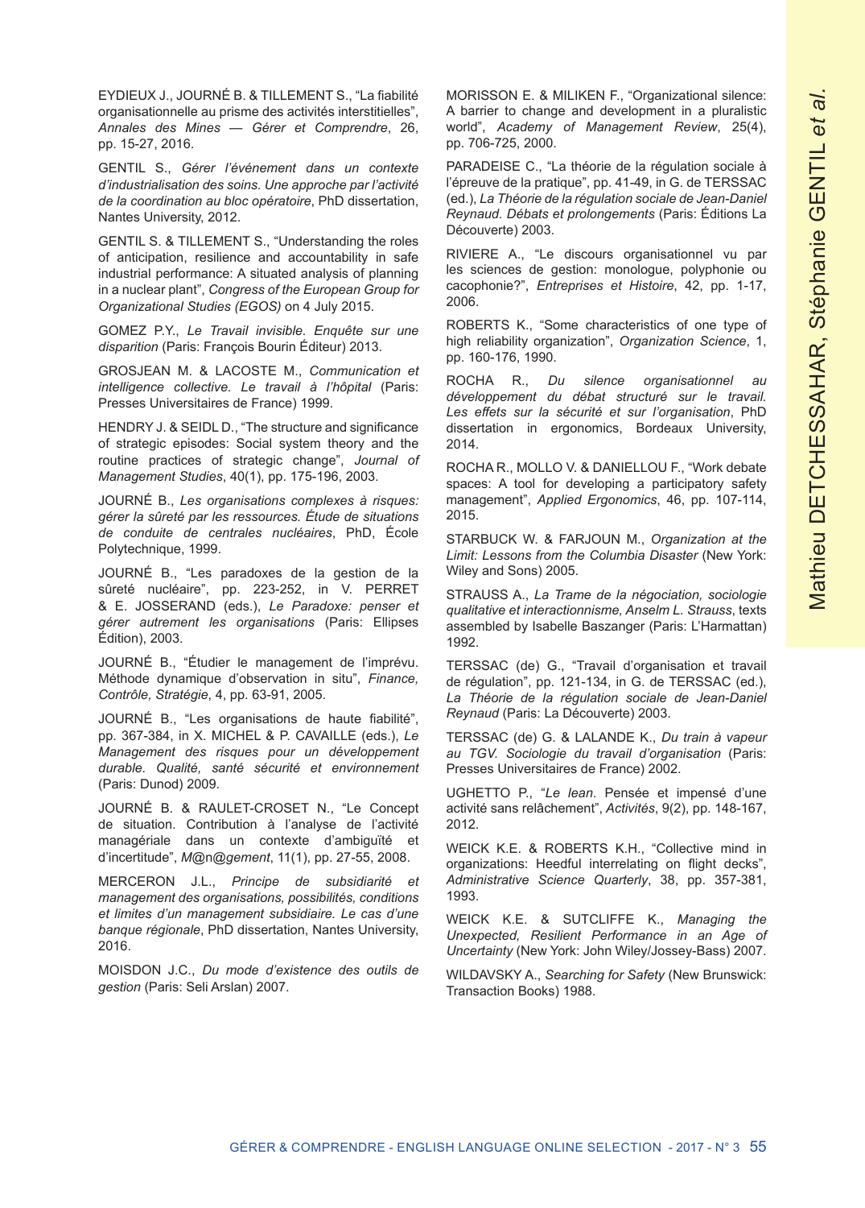EYDIEUX J., JOURNÉ B. & TILLEMENT S., “La fiabilité organisationnelle au prisme des activités interstitielles”, *Annales des Mines — Gérer et Comprendre*, 26, pp. 15-27, 2016.

GENTIL S., *Gérer l’événement dans un contexte d’industrialisation des soins. Une approche par l’activité de la coordination au bloc opératoire*, PhD dissertation, Nantes University, 2012.

GENTIL S. & TILLEMENT S., “Understanding the roles of anticipation, resilience and accountability in safe industrial performance: A situated analysis of planning in a nuclear plant”, *Congress of the European Group for Organizational Studies (EGOS)* on 4 July 2015.

GOMEZ P.Y., *Le Travail invisible. Enquête sur une disparition* (Paris: François Bourin Éditeur) 2013.

GROSJEAN M. & LACOSTE M., *Communication et intelligence collective. Le travail à l’hôpital* (Paris: Presses Universitaires de France) 1999.

HENDRY J. & SEIDL D., “The structure and significance of strategic episodes: Social system theory and the routine practices of strategic change”, *Journal of Management Studies*, 40(1), pp. 175-196, 2003.

JOURNÉ B., *Les organisations complexes à risques: gérer la sûreté par les ressources. Étude de situations de conduite de centrales nucléaires*, PhD, École Polytechnique, 1999.

JOURNÉ B., “Les paradoxes de la gestion de la sûreté nucléaire”, pp. 223-252, in V. PERRET & E. JOSSERAND (eds.), *Le Paradoxe: penser et gérer autrement les organisations* (Paris: Ellipses Édition), 2003.

JOURNÉ B., “Étudier le management de l’imprévu. Méthode dynamique d’observation in situ”, *Finance, Contrôle, Stratégie*, 4, pp. 63-91, 2005.

JOURNÉ B., “Les organisations de haute fiabilité”, pp. 367-384, in X. MICHEL & P. CAVAILLE (eds.), *Le Management des risques pour un développement durable. Qualité, santé sécurité et environnement* (Paris: Dunod) 2009.

JOURNÉ B. & RAULET-CROSET N., “Le Concept de situation. Contribution à l’analyse de l’activité managériale dans un contexte d’ambiguïté et d’incertitude”, *M@n@gement*, 11(1), pp. 27-55, 2008.

MERCERON J.L., *Principe de subsidiarité et management des organisations, possibilités, conditions et limites d’un management subsidiaire. Le cas d’une banque régionale*, PhD dissertation, Nantes University, 2016.

MOISDON J.C., *Du mode d’existence des outils de gestion* (Paris: Seli Arslan) 2007.

MORISSON E. & MILIKEN F., “Organizational silence: A barrier to change and development in a pluralistic world”, *Academy of Management Review*, 25(4), pp. 706-725, 2000.

PARADEISE C., “La théorie de la régulation sociale à l’épreuve de la pratique”, pp. 41-49, in G. de TERSSAC (ed.), *La Théorie de la régulation sociale de Jean-Daniel Reynaud. Débats et prolongements* (Paris: Éditions La Découverte) 2003.

RIVIERE A., “Le discours organisationnel vu par les sciences de gestion: monologue, polyphonie ou cacophonie?”, *Entreprises et Histoire*, 42, pp. 1-17, 2006.

ROBERTS K., “Some characteristics of one type of high reliability organization”, *Organization Science*, 1, pp. 160-176, 1990.

ROCHA R., *Du silence organisationnel au développement du débat structuré sur le travail. Les effets sur la sécurité et sur l’organisation*, PhD dissertation in ergonomics, Bordeaux University, 2014.

ROCHA R., MOLLO V. & DANIELLOU F., “Work debate spaces: A tool for developing a participatory safety management”, *Applied Ergonomics*, 46, pp. 107-114, 2015.

STARBUCK W. & FARJOUN M., *Organization at the Limit: Lessons from the Columbia Disaster* (New York: Wiley and Sons) 2005.

STRAUSS A., *La Trame de la négociation, sociologie qualitative et interactionnisme, Anselm L. Strauss*, texts assembled by Isabelle Baszanger (Paris: L’Harmattan) 1992.

TERSSAC (de) G., “Travail d’organisation et travail de régulation”, pp. 121-134, in G. de TERSSAC (ed.), *La Théorie de la régulation sociale de Jean-Daniel Reynaud* (Paris: La Découverte) 2003.

TERSSAC (de) G. & LALANDE K., *Du train à vapeur au TGV. Sociologie du travail d’organisation* (Paris: Presses Universitaires de France) 2002.

UGHETTO P., “*Le lean*. Pensée et impensé d’une activité sans relâchement”, *Activités*, 9(2), pp. 148-167, 2012.

WEICK K.E. & ROBERTS K.H., “Collective mind in organizations: Heedful interrelating on flight decks”, *Administrative Science Quarterly*, 38, pp. 357-381, 1993.

WEICK K.E. & SUTCLIFFE K., *Managing the Unexpected, Resilient Performance in an Age of Uncertainty* (New York: John Wiley/Jossey-Bass) 2007.

WILDAVSKY A., *Searching for Safety* (New Brunswick: Transaction Books) 1988.